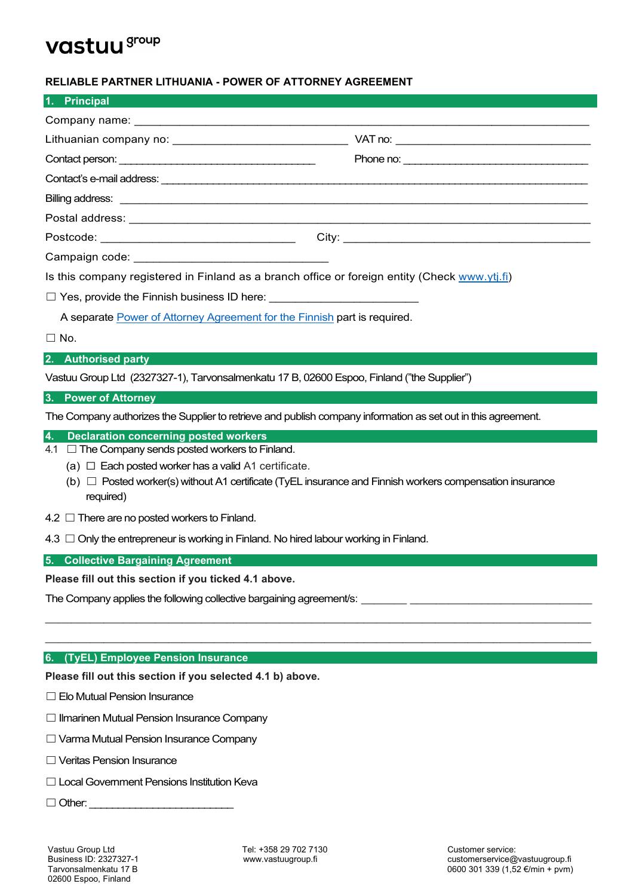vastuu group

**RELIABLE PARTNER LITHUANIA - POWER OF ATTORNEY AGREEMENT**

## 1. Principal

Company name: ___________________________________________________________________

Lithuanian company no: ____________________________ VAT no: ________________________________

Contact person: __________________________________ Phone no: ________________________________

Contact's e-mail address: ______________________________________________________________

Billing address: ________________________________________________________________________

Postal address: ________________________________________________________________________

Postcode: _______________________________ City: ________________________________________

Campaign code: _______________________________

Is this company registered in Finland as a branch office or foreign entity (Check [www.ytj.fi](www.ytj.fi))

☐ Yes, provide the Finnish business ID here: ________________________

A separate Power of Attorney Agreement for the Finnish part is required.

☐ No.

## 2. Authorised party

Vastuu Group Ltd (2327327-1), Tarvonsalmenkatu 17 B, 02600 Espoo, Finland ("the Supplier")

## 3. Power of Attorney

The Company authorizes the Supplier to retrieve and publish company information as set out in this agreement.

## 4. Declaration concerning posted workers

4.1 ☐ The Company sends posted workers to Finland.

(a) ☐ Each posted worker has a valid A1 certificate.

(b) ☐ Posted worker(s) without A1 certificate (TyEL insurance and Finnish workers compensation insurance required)

4.2 ☐ There are no posted workers to Finland.

4.3 ☐ Only the entrepreneur is working in Finland. No hired labour working in Finland.

## 5. Collective Bargaining Agreement

**Please fill out this section if you ticked 4.1 above.**

The Company applies the following collective bargaining agreement/s: ________ ______________________________

______________________________________________________________________________________

______________________________________________________________________________________

## 6. (TyEL) Employee Pension Insurance

**Please fill out this section if you selected 4.1 b) above.**

☐ Elo Mutual Pension Insurance

☐ Ilmarinen Mutual Pension Insurance Company

☐ Varma Mutual Pension Insurance Company

☐ Veritas Pension Insurance

☐ Local Government Pensions Institution Keva

☐ Other: ________________________

Vastuu Group Ltd
Business ID: 2327327-1
Tarvonsalmenkatu 17 B
02600 Espoo, Finland

Tel: +358 29 702 7130
www.vastuugroup.fi

Customer service:
customerservice@vastuugroup.fi
0600 301 339 (1,52 €/min + pvm)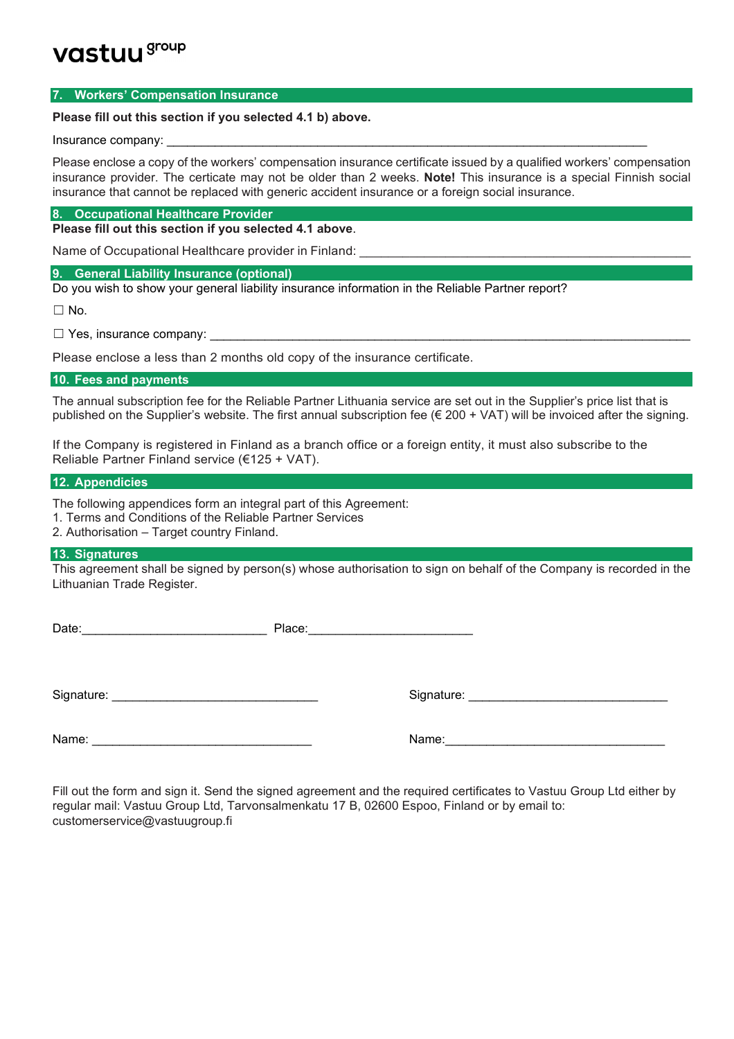vastuu group

## 7. Workers' Compensation Insurance

**Please fill out this section if you selected 4.1 b) above.**

Insurance company: ___________________________________________________________________________

Please enclose a copy of the workers' compensation insurance certificate issued by a qualified workers' compensation insurance provider. The certicate may not be older than 2 weeks. **Note!** This insurance is a special Finnish social insurance that cannot be replaced with generic accident insurance or a foreign social insurance.

## 8. Occupational Healthcare Provider

**Please fill out this section if you selected 4.1 above**.

Name of Occupational Healthcare provider in Finland: ____________________________________________________

## 9. General Liability Insurance (optional)

Do you wish to show your general liability insurance information in the Reliable Partner report?

☐ No.

☐ Yes, insurance company: ___________________________________________________________________________

Please enclose a less than 2 months old copy of the insurance certificate.

## 10. Fees and payments

The annual subscription fee for the Reliable Partner Lithuania service are set out in the Supplier's price list that is published on the Supplier's website. The first annual subscription fee (€ 200 + VAT) will be invoiced after the signing.

If the Company is registered in Finland as a branch office or a foreign entity, it must also subscribe to the Reliable Partner Finland service (€125 + VAT).

## 12. Appendicies

The following appendices form an integral part of this Agreement:
1. Terms and Conditions of the Reliable Partner Services
2. Authorisation – Target country Finland.

## 13. Signatures

This agreement shall be signed by person(s) whose authorisation to sign on behalf of the Company is recorded in the Lithuanian Trade Register.

Date:___________________________ Place:________________________

Signature: ______________________________ Signature: _____________________________

Name: ________________________________ Name:________________________________

Fill out the form and sign it. Send the signed agreement and the required certificates to Vastuu Group Ltd either by regular mail: Vastuu Group Ltd, Tarvonsalmenkatu 17 B, 02600 Espoo, Finland or by email to: customerservice@vastuugroup.fi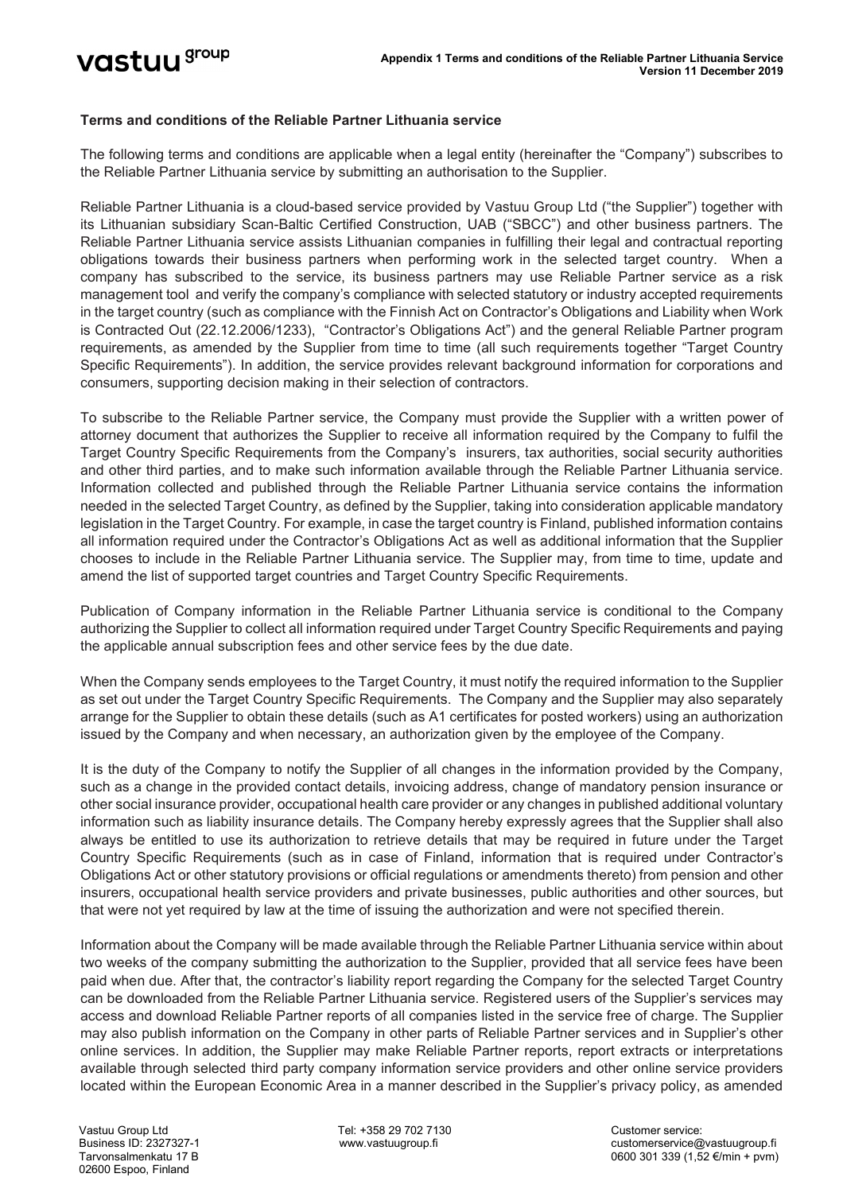**Terms and conditions of the Reliable Partner Lithuania service**

The following terms and conditions are applicable when a legal entity (hereinafter the "Company") subscribes to the Reliable Partner Lithuania service by submitting an authorisation to the Supplier.

Reliable Partner Lithuania is a cloud-based service provided by Vastuu Group Ltd ("the Supplier") together with its Lithuanian subsidiary Scan-Baltic Certified Construction, UAB ("SBCC") and other business partners. The Reliable Partner Lithuania service assists Lithuanian companies in fulfilling their legal and contractual reporting obligations towards their business partners when performing work in the selected target country. When a company has subscribed to the service, its business partners may use Reliable Partner service as a risk management tool and verify the company's compliance with selected statutory or industry accepted requirements in the target country (such as compliance with the Finnish Act on Contractor's Obligations and Liability when Work is Contracted Out (22.12.2006/1233), "Contractor's Obligations Act") and the general Reliable Partner program requirements, as amended by the Supplier from time to time (all such requirements together "Target Country Specific Requirements"). In addition, the service provides relevant background information for corporations and consumers, supporting decision making in their selection of contractors.

To subscribe to the Reliable Partner service, the Company must provide the Supplier with a written power of attorney document that authorizes the Supplier to receive all information required by the Company to fulfil the Target Country Specific Requirements from the Company's insurers, tax authorities, social security authorities and other third parties, and to make such information available through the Reliable Partner Lithuania service. Information collected and published through the Reliable Partner Lithuania service contains the information needed in the selected Target Country, as defined by the Supplier, taking into consideration applicable mandatory legislation in the Target Country. For example, in case the target country is Finland, published information contains all information required under the Contractor's Obligations Act as well as additional information that the Supplier chooses to include in the Reliable Partner Lithuania service. The Supplier may, from time to time, update and amend the list of supported target countries and Target Country Specific Requirements.

Publication of Company information in the Reliable Partner Lithuania service is conditional to the Company authorizing the Supplier to collect all information required under Target Country Specific Requirements and paying the applicable annual subscription fees and other service fees by the due date.

When the Company sends employees to the Target Country, it must notify the required information to the Supplier as set out under the Target Country Specific Requirements. The Company and the Supplier may also separately arrange for the Supplier to obtain these details (such as A1 certificates for posted workers) using an authorization issued by the Company and when necessary, an authorization given by the employee of the Company.

It is the duty of the Company to notify the Supplier of all changes in the information provided by the Company, such as a change in the provided contact details, invoicing address, change of mandatory pension insurance or other social insurance provider, occupational health care provider or any changes in published additional voluntary information such as liability insurance details. The Company hereby expressly agrees that the Supplier shall also always be entitled to use its authorization to retrieve details that may be required in future under the Target Country Specific Requirements (such as in case of Finland, information that is required under Contractor's Obligations Act or other statutory provisions or official regulations or amendments thereto) from pension and other insurers, occupational health service providers and private businesses, public authorities and other sources, but that were not yet required by law at the time of issuing the authorization and were not specified therein.

Information about the Company will be made available through the Reliable Partner Lithuania service within about two weeks of the company submitting the authorization to the Supplier, provided that all service fees have been paid when due. After that, the contractor's liability report regarding the Company for the selected Target Country can be downloaded from the Reliable Partner Lithuania service. Registered users of the Supplier's services may access and download Reliable Partner reports of all companies listed in the service free of charge. The Supplier may also publish information on the Company in other parts of Reliable Partner services and in Supplier's other online services. In addition, the Supplier may make Reliable Partner reports, report extracts or interpretations available through selected third party company information service providers and other online service providers located within the European Economic Area in a manner described in the Supplier's privacy policy, as amended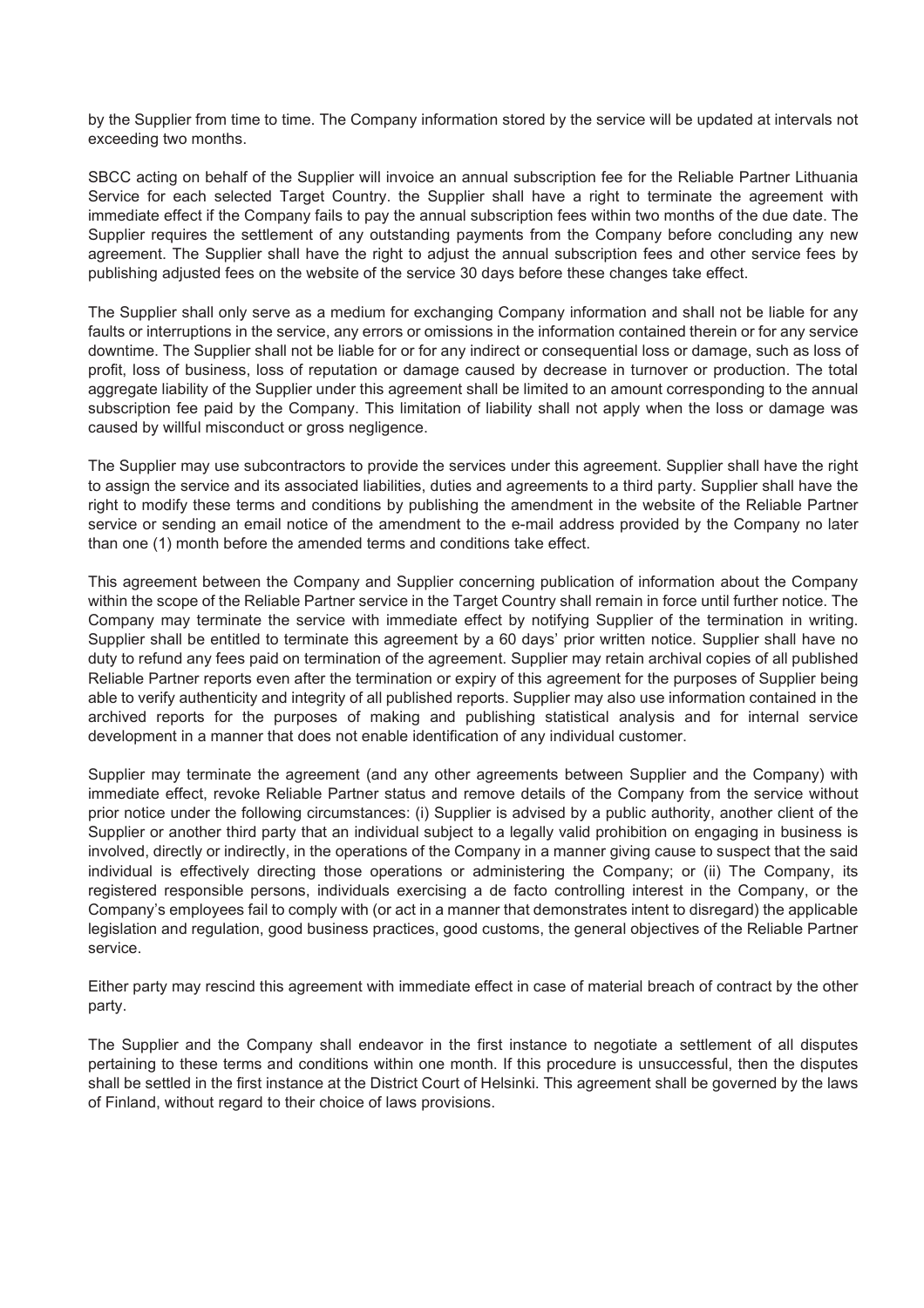by the Supplier from time to time. The Company information stored by the service will be updated at intervals not exceeding two months.

SBCC acting on behalf of the Supplier will invoice an annual subscription fee for the Reliable Partner Lithuania Service for each selected Target Country. the Supplier shall have a right to terminate the agreement with immediate effect if the Company fails to pay the annual subscription fees within two months of the due date. The Supplier requires the settlement of any outstanding payments from the Company before concluding any new agreement. The Supplier shall have the right to adjust the annual subscription fees and other service fees by publishing adjusted fees on the website of the service 30 days before these changes take effect.

The Supplier shall only serve as a medium for exchanging Company information and shall not be liable for any faults or interruptions in the service, any errors or omissions in the information contained therein or for any service downtime. The Supplier shall not be liable for or for any indirect or consequential loss or damage, such as loss of profit, loss of business, loss of reputation or damage caused by decrease in turnover or production. The total aggregate liability of the Supplier under this agreement shall be limited to an amount corresponding to the annual subscription fee paid by the Company. This limitation of liability shall not apply when the loss or damage was caused by willful misconduct or gross negligence.

The Supplier may use subcontractors to provide the services under this agreement. Supplier shall have the right to assign the service and its associated liabilities, duties and agreements to a third party. Supplier shall have the right to modify these terms and conditions by publishing the amendment in the website of the Reliable Partner service or sending an email notice of the amendment to the e-mail address provided by the Company no later than one (1) month before the amended terms and conditions take effect.

This agreement between the Company and Supplier concerning publication of information about the Company within the scope of the Reliable Partner service in the Target Country shall remain in force until further notice. The Company may terminate the service with immediate effect by notifying Supplier of the termination in writing. Supplier shall be entitled to terminate this agreement by a 60 days' prior written notice. Supplier shall have no duty to refund any fees paid on termination of the agreement. Supplier may retain archival copies of all published Reliable Partner reports even after the termination or expiry of this agreement for the purposes of Supplier being able to verify authenticity and integrity of all published reports. Supplier may also use information contained in the archived reports for the purposes of making and publishing statistical analysis and for internal service development in a manner that does not enable identification of any individual customer.

Supplier may terminate the agreement (and any other agreements between Supplier and the Company) with immediate effect, revoke Reliable Partner status and remove details of the Company from the service without prior notice under the following circumstances: (i) Supplier is advised by a public authority, another client of the Supplier or another third party that an individual subject to a legally valid prohibition on engaging in business is involved, directly or indirectly, in the operations of the Company in a manner giving cause to suspect that the said individual is effectively directing those operations or administering the Company; or (ii) The Company, its registered responsible persons, individuals exercising a de facto controlling interest in the Company, or the Company's employees fail to comply with (or act in a manner that demonstrates intent to disregard) the applicable legislation and regulation, good business practices, good customs, the general objectives of the Reliable Partner service.

Either party may rescind this agreement with immediate effect in case of material breach of contract by the other party.

The Supplier and the Company shall endeavor in the first instance to negotiate a settlement of all disputes pertaining to these terms and conditions within one month. If this procedure is unsuccessful, then the disputes shall be settled in the first instance at the District Court of Helsinki. This agreement shall be governed by the laws of Finland, without regard to their choice of laws provisions.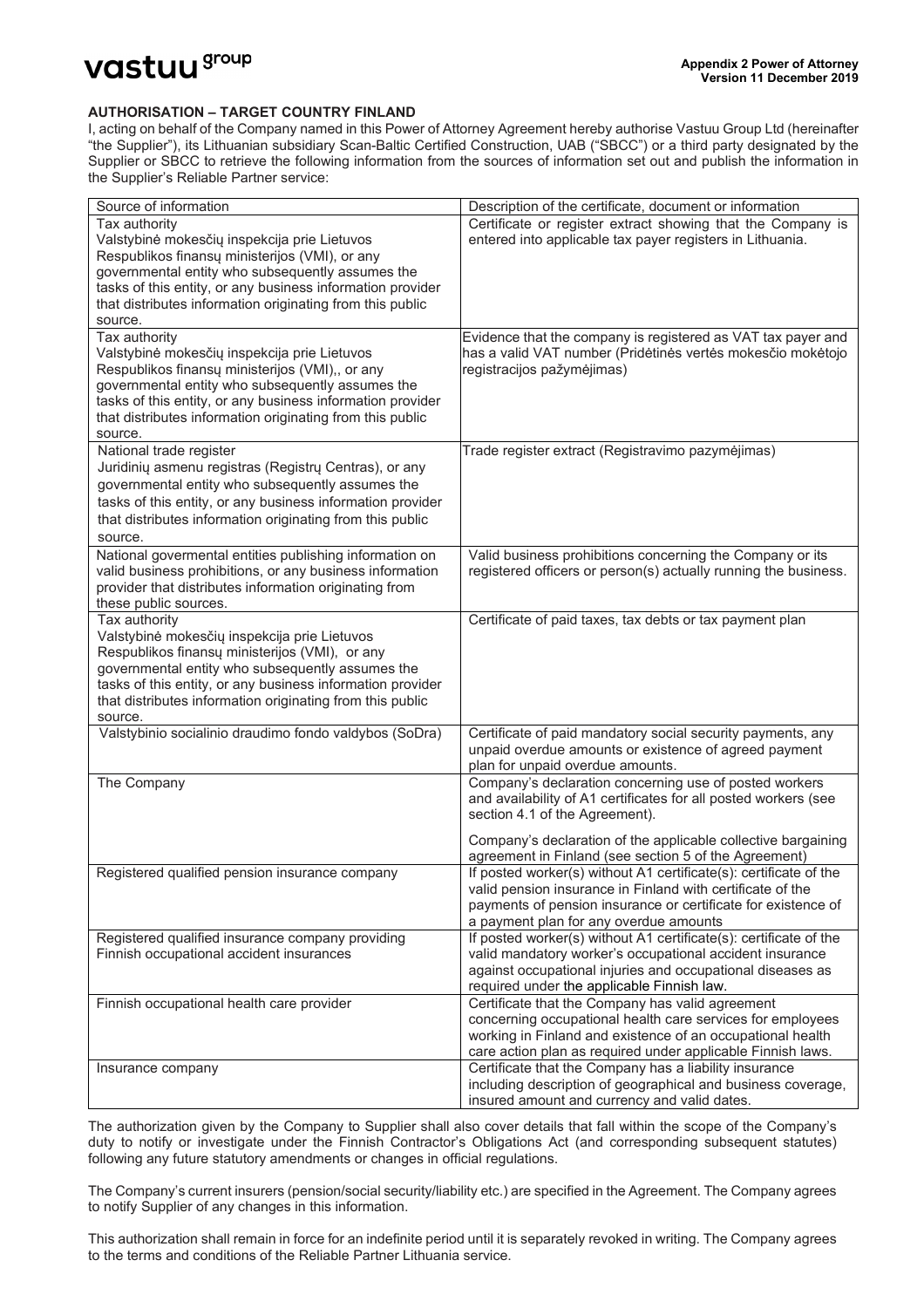**AUTHORISATION – TARGET COUNTRY FINLAND**

I, acting on behalf of the Company named in this Power of Attorney Agreement hereby authorise Vastuu Group Ltd (hereinafter "the Supplier"), its Lithuanian subsidiary Scan-Baltic Certified Construction, UAB ("SBCC") or a third party designated by the Supplier or SBCC to retrieve the following information from the sources of information set out and publish the information in the Supplier's Reliable Partner service:

| Source of information | Description of the certificate, document or information |
|---|---|
| Tax authority<br>Valstybinė mokesčių inspekcija prie Lietuvos Respublikos finansų ministerijos (VMI), or any governmental entity who subsequently assumes the tasks of this entity, or any business information provider that distributes information originating from this public source. | Certificate or register extract showing that the Company is entered into applicable tax payer registers in Lithuania. |
| Tax authority<br>Valstybinė mokesčių inspekcija prie Lietuvos Respublikos finansų ministerijos (VMI),, or any governmental entity who subsequently assumes the tasks of this entity, or any business information provider that distributes information originating from this public source. | Evidence that the company is registered as VAT tax payer and has a valid VAT number (Pridėtinės vertės mokesčio mokėtojo registracijos pažymėjimas) |
| National trade register<br>Juridinių asmenu registras (Registrų Centras), or any governmental entity who subsequently assumes the tasks of this entity, or any business information provider that distributes information originating from this public source. | Trade register extract (Registravimo pazymėjimas) |
| National govermental entities publishing information on valid business prohibitions, or any business information provider that distributes information originating from these public sources. | Valid business prohibitions concerning the Company or its registered officers or person(s) actually running the business. |
| Tax authority<br>Valstybinė mokesčių inspekcija prie Lietuvos Respublikos finansų ministerijos (VMI), or any governmental entity who subsequently assumes the tasks of this entity, or any business information provider that distributes information originating from this public source. | Certificate of paid taxes, tax debts or tax payment plan |
| Valstybinio socialinio draudimo fondo valdybos (SoDra) | Certificate of paid mandatory social security payments, any unpaid overdue amounts or existence of agreed payment plan for unpaid overdue amounts. |
| The Company | Company's declaration concerning use of posted workers and availability of A1 certificates for all posted workers (see section 4.1 of the Agreement).<br><br>Company's declaration of the applicable collective bargaining agreement in Finland (see section 5 of the Agreement) |
| Registered qualified pension insurance company | If posted worker(s) without A1 certificate(s): certificate of the valid pension insurance in Finland with certificate of the payments of pension insurance or certificate for existence of a payment plan for any overdue amounts |
| Registered qualified insurance company providing Finnish occupational accident insurances | If posted worker(s) without A1 certificate(s): certificate of the valid mandatory worker's occupational accident insurance against occupational injuries and occupational diseases as required under the applicable Finnish law. |
| Finnish occupational health care provider | Certificate that the Company has valid agreement concerning occupational health care services for employees working in Finland and existence of an occupational health care action plan as required under applicable Finnish laws. |
| Insurance company | Certificate that the Company has a liability insurance including description of geographical and business coverage, insured amount and currency and valid dates. |

The authorization given by the Company to Supplier shall also cover details that fall within the scope of the Company's duty to notify or investigate under the Finnish Contractor's Obligations Act (and corresponding subsequent statutes) following any future statutory amendments or changes in official regulations.

The Company's current insurers (pension/social security/liability etc.) are specified in the Agreement. The Company agrees to notify Supplier of any changes in this information.

This authorization shall remain in force for an indefinite period until it is separately revoked in writing. The Company agrees to the terms and conditions of the Reliable Partner Lithuania service.